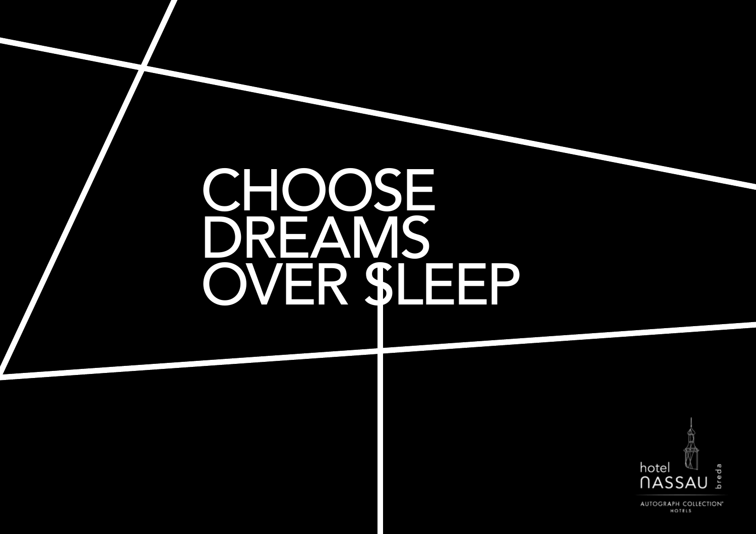# CHOOSE DREAMS OVER SLEEP

hotel NASSAU breda

AUTOGRAPH COLLECTION® HOTELS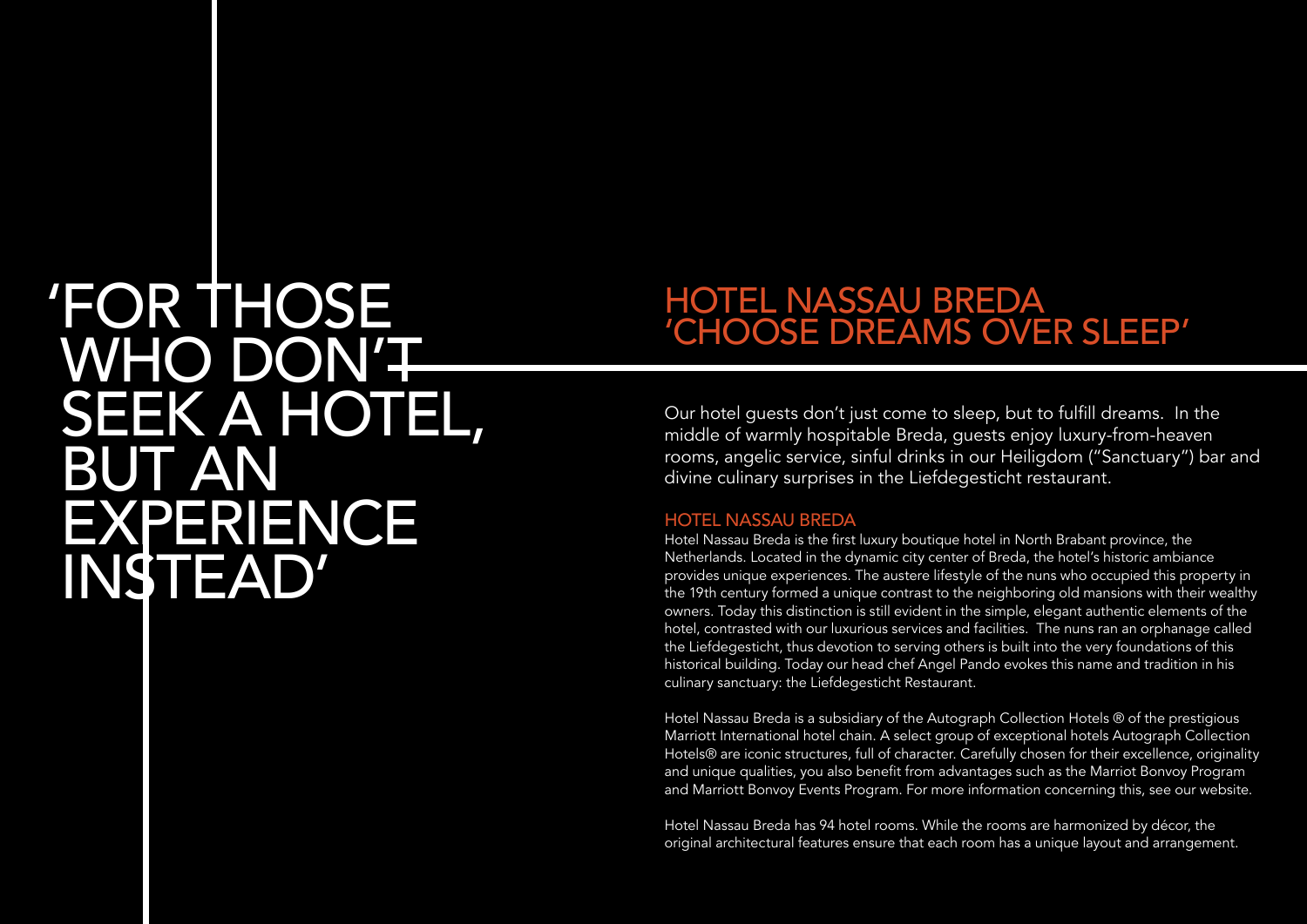# 'FOR THOSE WHO DON'T SEEK A HOTEL, BUT AN EXPERIENCE INSTEAD'

## HOTEL NASSAU BREDA 'CHOOSE DREAMS OVER SLEEP'

Our hotel guests don't just come to sleep, but to fulfill dreams. In the middle of warmly hospitable Breda, guests enjoy luxury-from-heaven rooms, angelic service, sinful drinks in our Heiligdom ("Sanctuary") bar and divine culinary surprises in the Liefdegesticht restaurant.

### HOTEL NASSAU BREDA

Hotel Nassau Breda is the first luxury boutique hotel in North Brabant province, the Netherlands. Located in the dynamic city center of Breda, the hotel's historic ambiance provides unique experiences. The austere lifestyle of the nuns who occupied this property in the 19th century formed a unique contrast to the neighboring old mansions with their wealthy owners. Today this distinction is still evident in the simple, elegant authentic elements of the hotel, contrasted with our luxurious services and facilities. The nuns ran an orphanage called the Liefdegesticht, thus devotion to serving others is built into the very foundations of this historical building. Today our head chef Angel Pando evokes this name and tradition in his culinary sanctuary: the Liefdegesticht Restaurant.

Hotel Nassau Breda is a subsidiary of the Autograph Collection Hotels ® of the prestigious Marriott International hotel chain. A select group of exceptional hotels Autograph Collection Hotels® are iconic structures, full of character. Carefully chosen for their excellence, originality and unique qualities, you also benefit from advantages such as the Marriot Bonvoy Program and Marriott Bonvoy Events Program. For more information concerning this, see our website.

Hotel Nassau Breda has 94 hotel rooms. While the rooms are harmonized by décor, the original architectural features ensure that each room has a unique layout and arrangement.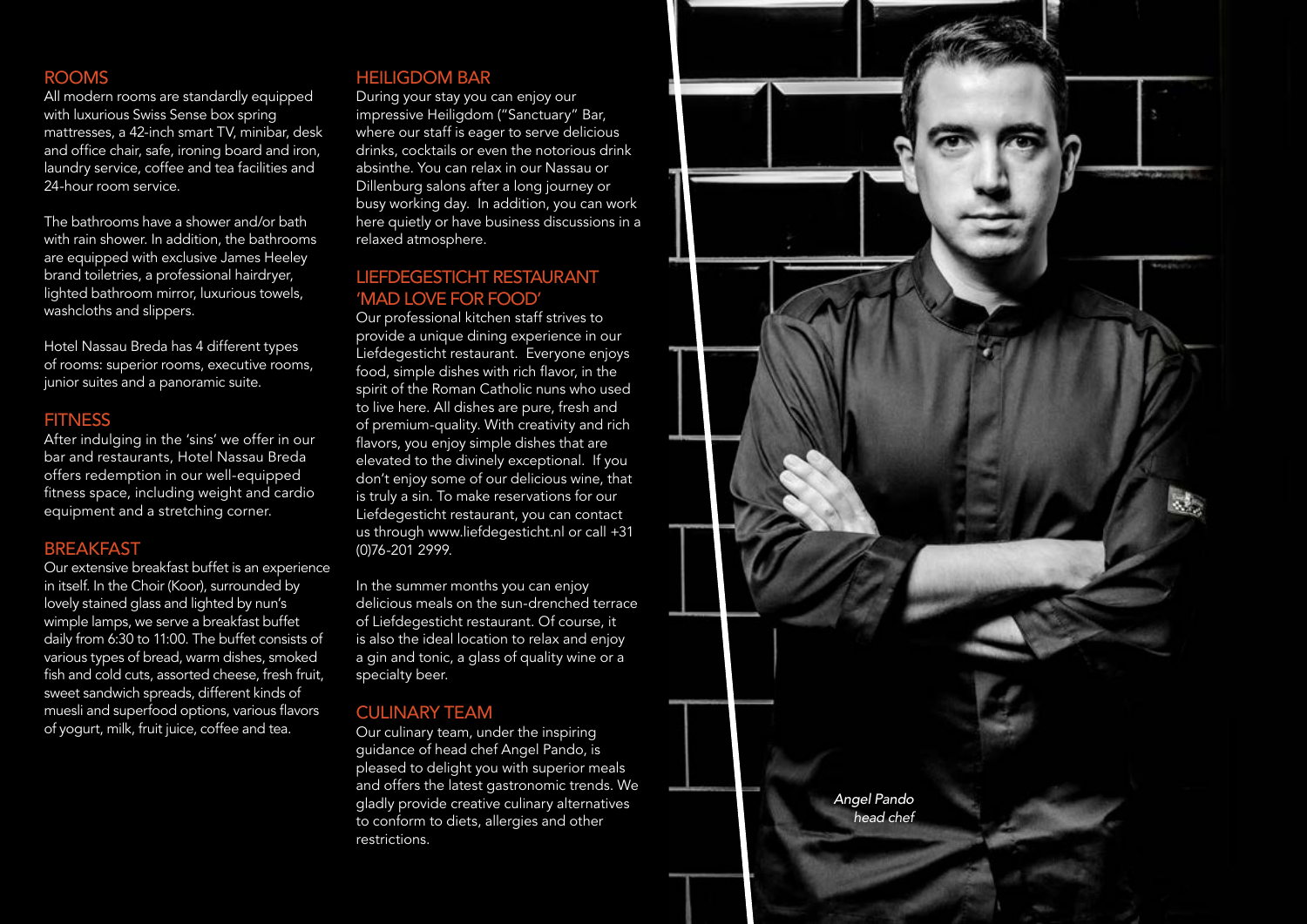## ROOMS

All modern rooms are standardly equipped with luxurious Swiss Sense box spring mattresses, a 42-inch smart TV, minibar, desk and office chair, safe, ironing board and iron, laundry service, coffee and tea facilities and 24-hour room service.

The bathrooms have a shower and/or bath with rain shower. In addition, the bathrooms are equipped with exclusive James Heeley brand toiletries, a professional hairdryer, lighted bathroom mirror, luxurious towels, washcloths and slippers.

Hotel Nassau Breda has 4 different types of rooms: superior rooms, executive rooms, junior suites and a panoramic suite.

## FITNESS

After indulging in the 'sins' we offer in our bar and restaurants, Hotel Nassau Breda offers redemption in our well-equipped fitness space, including weight and cardio equipment and a stretching corner.

## BREAKFAST

Our extensive breakfast buffet is an experience in itself. In the Choir (Koor), surrounded by lovely stained glass and lighted by nun's wimple lamps, we serve a breakfast buffet daily from 6:30 to 11:00. The buffet consists of various types of bread, warm dishes, smoked fish and cold cuts, assorted cheese, fresh fruit, sweet sandwich spreads, different kinds of muesli and superfood options, various flavors of yogurt, milk, fruit juice, coffee and tea.

## HEILIGDOM BAR

During your stay you can enjoy our impressive Heiligdom ("Sanctuary" Bar, where our staff is eager to serve delicious drinks, cocktails or even the notorious drink absinthe. You can relax in our Nassau or Dillenburg salons after a long journey or busy working day. In addition, you can work here quietly or have business discussions in a relaxed atmosphere.

## LIEFDEGESTICHT RESTAURANT 'MAD LOVE FOR FOOD'

Our professional kitchen staff strives to provide a unique dining experience in our Liefdegesticht restaurant. Everyone enjoys food, simple dishes with rich flavor, in the spirit of the Roman Catholic nuns who used to live here. All dishes are pure, fresh and of premium-quality. With creativity and rich flavors, you enjoy simple dishes that are elevated to the divinely exceptional. If you don't enjoy some of our delicious wine, that is truly a sin. To make reservations for our Liefdegesticht restaurant, you can contact us through www.liefdegesticht.nl or call +31 (0)76-201 2999.

In the summer months you can enjoy delicious meals on the sun-drenched terrace of Liefdegesticht restaurant. Of course, it is also the ideal location to relax and enjoy a gin and tonic, a glass of quality wine or a specialty beer.

## CULINARY TEAM

Our culinary team, under the inspiring guidance of head chef Angel Pando, is pleased to delight you with superior meals and offers the latest gastronomic trends. We gladly provide creative culinary alternatives to conform to diets, allergies and other restrictions.

*Angel Pando*
*head chef*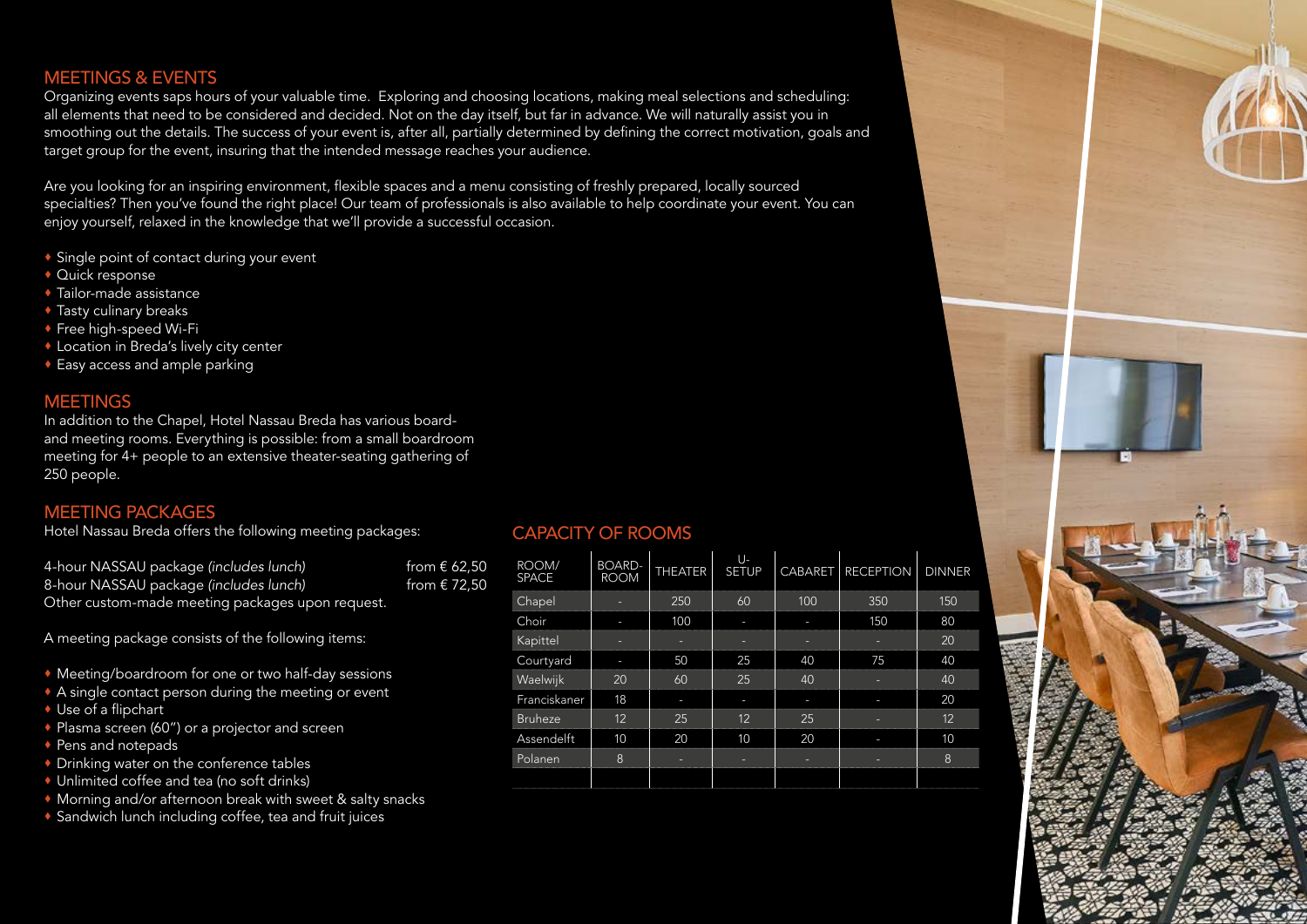## MEETINGS & EVENTS

Organizing events saps hours of your valuable time. Exploring and choosing locations, making meal selections and scheduling: all elements that need to be considered and decided. Not on the day itself, but far in advance. We will naturally assist you in smoothing out the details. The success of your event is, after all, partially determined by defining the correct motivation, goals and target group for the event, insuring that the intended message reaches your audience.

Are you looking for an inspiring environment, flexible spaces and a menu consisting of freshly prepared, locally sourced specialties? Then you've found the right place! Our team of professionals is also available to help coordinate your event. You can enjoy yourself, relaxed in the knowledge that we'll provide a successful occasion.

- Single point of contact during your event
- Quick response
- Tailor-made assistance
- Tasty culinary breaks
- Free high-speed Wi-Fi
- Location in Breda's lively city center
- Easy access and ample parking

## MEETINGS

In addition to the Chapel, Hotel Nassau Breda has various board- and meeting rooms. Everything is possible: from a small boardroom meeting for 4+ people to an extensive theater-seating gathering of 250 people.

## MEETING PACKAGES

Hotel Nassau Breda offers the following meeting packages:

4-hour NASSAU package *(includes lunch)* from € 62,50
8-hour NASSAU package *(includes lunch)* from € 72,50
Other custom-made meeting packages upon request.

A meeting package consists of the following items:

- Meeting/boardroom for one or two half-day sessions
- A single contact person during the meeting or event
- Use of a flipchart
- Plasma screen (60") or a projector and screen
- Pens and notepads
- Drinking water on the conference tables
- Unlimited coffee and tea (no soft drinks)
- Morning and/or afternoon break with sweet & salty snacks
- Sandwich lunch including coffee, tea and fruit juices

## CAPACITY OF ROOMS

| ROOM/ SPACE | BOARD-ROOM | THEATER | U-SETUP | CABARET | RECEPTION | DINNER |
|---|---|---|---|---|---|---|
| Chapel | - | 250 | 60 | 100 | 350 | 150 |
| Choir | - | 100 | - | - | 150 | 80 |
| Kapittel | - | - | - | - | - | 20 |
| Courtyard | - | 50 | 25 | 40 | 75 | 40 |
| Waelwijk | 20 | 60 | 25 | 40 | - | 40 |
| Franciskaner | 18 | - | - | - | - | 20 |
| Bruheze | 12 | 25 | 12 | 25 | - | 12 |
| Assendelft | 10 | 20 | 10 | 20 | - | 10 |
| Polanen | 8 | - | - | - | - | 8 |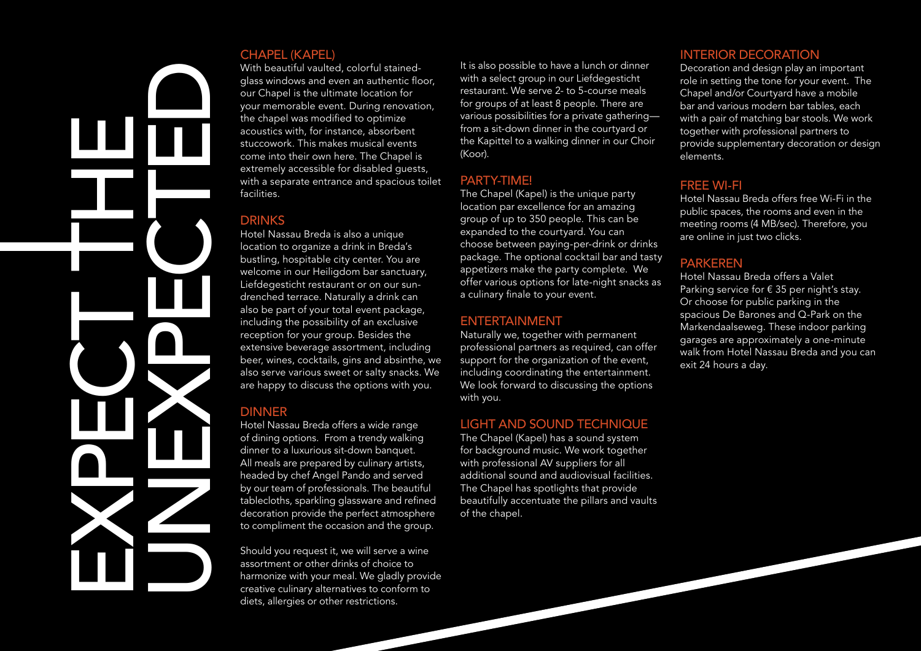# EXPECT THE UNEXPECTED

## CHAPEL (KAPEL)

With beautiful vaulted, colorful stained-glass windows and even an authentic floor, our Chapel is the ultimate location for your memorable event. During renovation, the chapel was modified to optimize acoustics with, for instance, absorbent stuccowork. This makes musical events come into their own here. The Chapel is extremely accessible for disabled guests, with a separate entrance and spacious toilet facilities.

## DRINKS

Hotel Nassau Breda is also a unique location to organize a drink in Breda's bustling, hospitable city center. You are welcome in our Heiligdom bar sanctuary, Liefdegesticht restaurant or on our sun-drenched terrace. Naturally a drink can also be part of your total event package, including the possibility of an exclusive reception for your group. Besides the extensive beverage assortment, including beer, wines, cocktails, gins and absinthe, we also serve various sweet or salty snacks. We are happy to discuss the options with you.

## DINNER

Hotel Nassau Breda offers a wide range of dining options. From a trendy walking dinner to a luxurious sit-down banquet. All meals are prepared by culinary artists, headed by chef Angel Pando and served by our team of professionals. The beautiful tablecloths, sparkling glassware and refined decoration provide the perfect atmosphere to compliment the occasion and the group.

Should you request it, we will serve a wine assortment or other drinks of choice to harmonize with your meal. We gladly provide creative culinary alternatives to conform to diets, allergies or other restrictions.

It is also possible to have a lunch or dinner with a select group in our Liefdegesticht restaurant. We serve 2- to 5-course meals for groups of at least 8 people. There are various possibilities for a private gathering—from a sit-down dinner in the courtyard or the Kapittel to a walking dinner in our Choir (Koor).

## PARTY-TIME!

The Chapel (Kapel) is the unique party location par excellence for an amazing group of up to 350 people. This can be expanded to the courtyard. You can choose between paying-per-drink or drinks package. The optional cocktail bar and tasty appetizers make the party complete. We offer various options for late-night snacks as a culinary finale to your event.

## ENTERTAINMENT

Naturally we, together with permanent professional partners as required, can offer support for the organization of the event, including coordinating the entertainment. We look forward to discussing the options with you.

## LIGHT AND SOUND TECHNIQUE

The Chapel (Kapel) has a sound system for background music. We work together with professional AV suppliers for all additional sound and audiovisual facilities. The Chapel has spotlights that provide beautifully accentuate the pillars and vaults of the chapel.

## INTERIOR DECORATION

Decoration and design play an important role in setting the tone for your event. The Chapel and/or Courtyard have a mobile bar and various modern bar tables, each with a pair of matching bar stools. We work together with professional partners to provide supplementary decoration or design elements.

## FREE WI-FI

Hotel Nassau Breda offers free Wi-Fi in the public spaces, the rooms and even in the meeting rooms (4 MB/sec). Therefore, you are online in just two clicks.

## PARKEREN

Hotel Nassau Breda offers a Valet Parking service for € 35 per night's stay. Or choose for public parking in the spacious De Barones and Q-Park on the Markendaalseweg. These indoor parking garages are approximately a one-minute walk from Hotel Nassau Breda and you can exit 24 hours a day.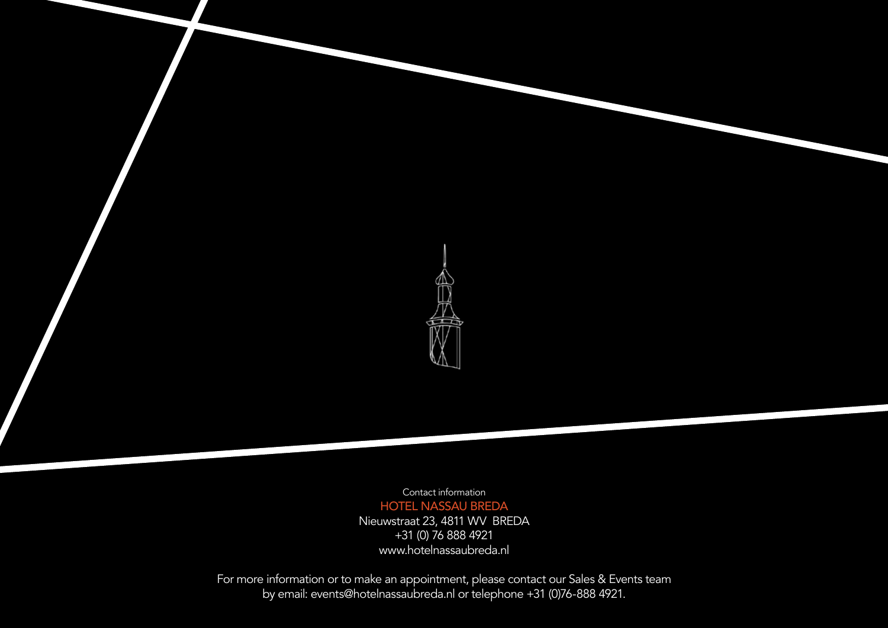Contact information

**HOTEL NASSAU BREDA**

Nieuwstraat 23, 4811 WV  BREDA

+31 (0) 76 888 4921

www.hotelnassaubreda.nl

For more information or to make an appointment, please contact our Sales & Events team by email: events@hotelnassaubreda.nl or telephone +31 (0)76-888 4921.